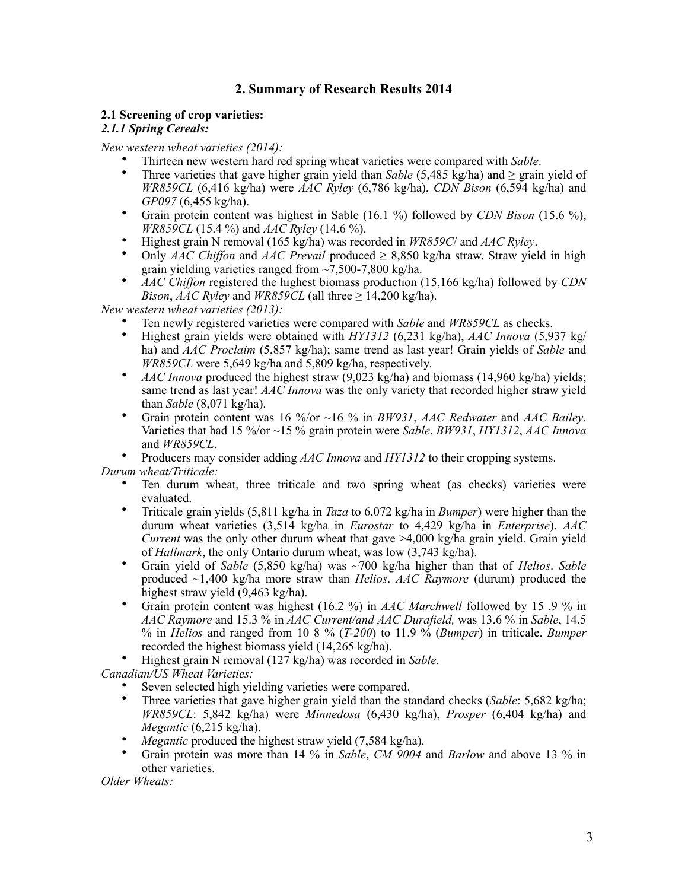## 2. Summary of Research Results 2014

### 2.1 Screening of crop varieties:

#### *2.1.1 Spring Cereals:*

*New western wheat varieties (2014):*

- Thirteen new western hard red spring wheat varieties were compared with *Sable*.
- Three varieties that gave higher grain yield than *Sable* (5,485 kg/ha) and ≥ grain yield of *WR859CL* (6,416 kg/ha) were *AAC Ryley* (6,786 kg/ha), *CDN Bison* (6,594 kg/ha) and *GP097* (6,455 kg/ha).
- Grain protein content was highest in Sable (16.1 %) followed by *CDN Bison* (15.6 %), *WR859CL* (15.4 %) and *AAC Ryley* (14.6 %).
- Highest grain N removal (165 kg/ha) was recorded in *WR859C/* and *AAC Ryley*.
- Only *AAC Chiffon* and *AAC Prevail* produced ≥ 8,850 kg/ha straw. Straw yield in high grain yielding varieties ranged from ~7,500-7,800 kg/ha.
- *AAC Chiffon* registered the highest biomass production (15,166 kg/ha) followed by *CDN Bison*, *AAC Ryley* and *WR859CL* (all three ≥ 14,200 kg/ha).

*New western wheat varieties (2013):*

- Ten newly registered varieties were compared with *Sable* and *WR859CL* as checks.
- Highest grain yields were obtained with *HY1312* (6,231 kg/ha), *AAC Innova* (5,937 kg/ha) and *AAC Proclaim* (5,857 kg/ha); same trend as last year! Grain yields of *Sable* and *WR859CL* were 5,649 kg/ha and 5,809 kg/ha, respectively.
- *AAC Innova* produced the highest straw (9,023 kg/ha) and biomass (14,960 kg/ha) yields; same trend as last year! *AAC Innova* was the only variety that recorded higher straw yield than *Sable* (8,071 kg/ha).
- Grain protein content was 16 %/or ~16 % in *BW931*, *AAC Redwater* and *AAC Bailey*. Varieties that had 15 %/or ~15 % grain protein were *Sable*, *BW931*, *HY1312*, *AAC Innova* and *WR859CL*.
- Producers may consider adding *AAC Innova* and *HY1312* to their cropping systems.

*Durum wheat/Triticale:*

- Ten durum wheat, three triticale and two spring wheat (as checks) varieties were evaluated.
- Triticale grain yields (5,811 kg/ha in *Taza* to 6,072 kg/ha in *Bumper*) were higher than the durum wheat varieties (3,514 kg/ha in *Eurostar* to 4,429 kg/ha in *Enterprise*). *AAC Current* was the only other durum wheat that gave >4,000 kg/ha grain yield. Grain yield of *Hallmark*, the only Ontario durum wheat, was low (3,743 kg/ha).
- Grain yield of *Sable* (5,850 kg/ha) was ~700 kg/ha higher than that of *Helios*. *Sable* produced ~1,400 kg/ha more straw than *Helios*. *AAC Raymore* (durum) produced the highest straw yield (9,463 kg/ha).
- Grain protein content was highest (16.2 %) in *AAC Marchwell* followed by 15 .9 % in *AAC Raymore* and 15.3 % in *AAC Current/and AAC Durafield,* was 13.6 % in *Sable*, 14.5 % in *Helios* and ranged from 10 8 % (*T-200*) to 11.9 % (*Bumper*) in triticale. *Bumper* recorded the highest biomass yield (14,265 kg/ha).
- Highest grain N removal (127 kg/ha) was recorded in *Sable*.

*Canadian/US Wheat Varieties:*

- Seven selected high yielding varieties were compared.
- Three varieties that gave higher grain yield than the standard checks (*Sable*: 5,682 kg/ha; *WR859CL*: 5,842 kg/ha) were *Minnedosa* (6,430 kg/ha), *Prosper* (6,404 kg/ha) and *Megantic* (6,215 kg/ha).
- *Megantic* produced the highest straw yield (7,584 kg/ha).
- Grain protein was more than 14 % in *Sable*, *CM 9004* and *Barlow* and above 13 % in other varieties.

*Older Wheats:*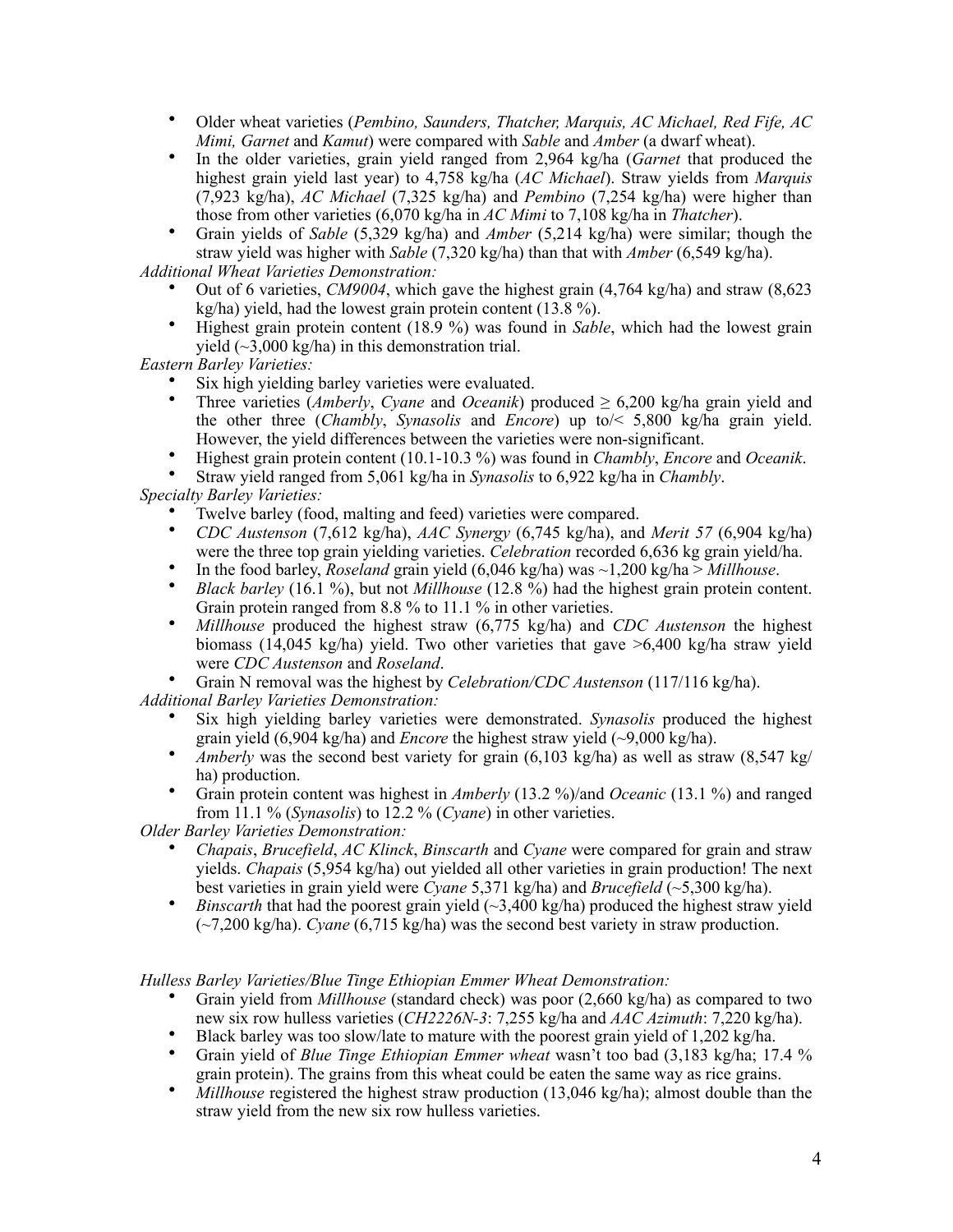- Older wheat varieties (*Pembino, Saunders, Thatcher, Marquis, AC Michael, Red Fife, AC Mimi, Garnet* and *Kamut*) were compared with *Sable* and *Amber* (a dwarf wheat).
- In the older varieties, grain yield ranged from 2,964 kg/ha (*Garnet* that produced the highest grain yield last year) to 4,758 kg/ha (*AC Michael*). Straw yields from *Marquis* (7,923 kg/ha), *AC Michael* (7,325 kg/ha) and *Pembino* (7,254 kg/ha) were higher than those from other varieties (6,070 kg/ha in *AC Mimi* to 7,108 kg/ha in *Thatcher*).
- Grain yields of *Sable* (5,329 kg/ha) and *Amber* (5,214 kg/ha) were similar; though the straw yield was higher with *Sable* (7,320 kg/ha) than that with *Amber* (6,549 kg/ha).

*Additional Wheat Varieties Demonstration:*

- Out of 6 varieties, *CM9004*, which gave the highest grain (4,764 kg/ha) and straw (8,623 kg/ha) yield, had the lowest grain protein content (13.8 %).
- Highest grain protein content (18.9 %) was found in *Sable*, which had the lowest grain yield (~3,000 kg/ha) in this demonstration trial.

*Eastern Barley Varieties:*

- Six high yielding barley varieties were evaluated.
- Three varieties (*Amberly*, *Cyane* and *Oceanik*) produced ≥ 6,200 kg/ha grain yield and the other three (*Chambly*, *Synasolis* and *Encore*) up to/< 5,800 kg/ha grain yield. However, the yield differences between the varieties were non-significant.
- Highest grain protein content (10.1-10.3 %) was found in *Chambly*, *Encore* and *Oceanik*.
- Straw yield ranged from 5,061 kg/ha in *Synasolis* to 6,922 kg/ha in *Chambly*.

*Specialty Barley Varieties:*

- Twelve barley (food, malting and feed) varieties were compared.
- *CDC Austenson* (7,612 kg/ha), *AAC Synergy* (6,745 kg/ha), and *Merit 57* (6,904 kg/ha) were the three top grain yielding varieties. *Celebration* recorded 6,636 kg grain yield/ha.
- In the food barley, *Roseland* grain yield (6,046 kg/ha) was ~1,200 kg/ha > *Millhouse*.
- *Black barley* (16.1 %), but not *Millhouse* (12.8 %) had the highest grain protein content. Grain protein ranged from 8.8 % to 11.1 % in other varieties.
- *Millhouse* produced the highest straw (6,775 kg/ha) and *CDC Austenson* the highest biomass (14,045 kg/ha) yield. Two other varieties that gave >6,400 kg/ha straw yield were *CDC Austenson* and *Roseland*.
- Grain N removal was the highest by *Celebration/CDC Austenson* (117/116 kg/ha).

*Additional Barley Varieties Demonstration:*

- Six high yielding barley varieties were demonstrated. *Synasolis* produced the highest grain yield (6,904 kg/ha) and *Encore* the highest straw yield (~9,000 kg/ha).
- *Amberly* was the second best variety for grain (6,103 kg/ha) as well as straw (8,547 kg/ha) production.
- Grain protein content was highest in *Amberly* (13.2 %)/and *Oceanic* (13.1 %) and ranged from 11.1 % (*Synasolis*) to 12.2 % (*Cyane*) in other varieties.

*Older Barley Varieties Demonstration:*

- *Chapais*, *Brucefield*, *AC Klinck*, *Binscarth* and *Cyane* were compared for grain and straw yields. *Chapais* (5,954 kg/ha) out yielded all other varieties in grain production! The next best varieties in grain yield were *Cyane* 5,371 kg/ha) and *Brucefield* (~5,300 kg/ha).
- *Binscarth* that had the poorest grain yield (~3,400 kg/ha) produced the highest straw yield (~7,200 kg/ha). *Cyane* (6,715 kg/ha) was the second best variety in straw production.

*Hulless Barley Varieties/Blue Tinge Ethiopian Emmer Wheat Demonstration:*

- Grain yield from *Millhouse* (standard check) was poor (2,660 kg/ha) as compared to two new six row hulless varieties (*CH2226N-3*: 7,255 kg/ha and *AAC Azimuth*: 7,220 kg/ha).
- Black barley was too slow/late to mature with the poorest grain yield of 1,202 kg/ha.
- Grain yield of *Blue Tinge Ethiopian Emmer wheat* wasn't too bad (3,183 kg/ha; 17.4 % grain protein). The grains from this wheat could be eaten the same way as rice grains.
- *Millhouse* registered the highest straw production (13,046 kg/ha); almost double than the straw yield from the new six row hulless varieties.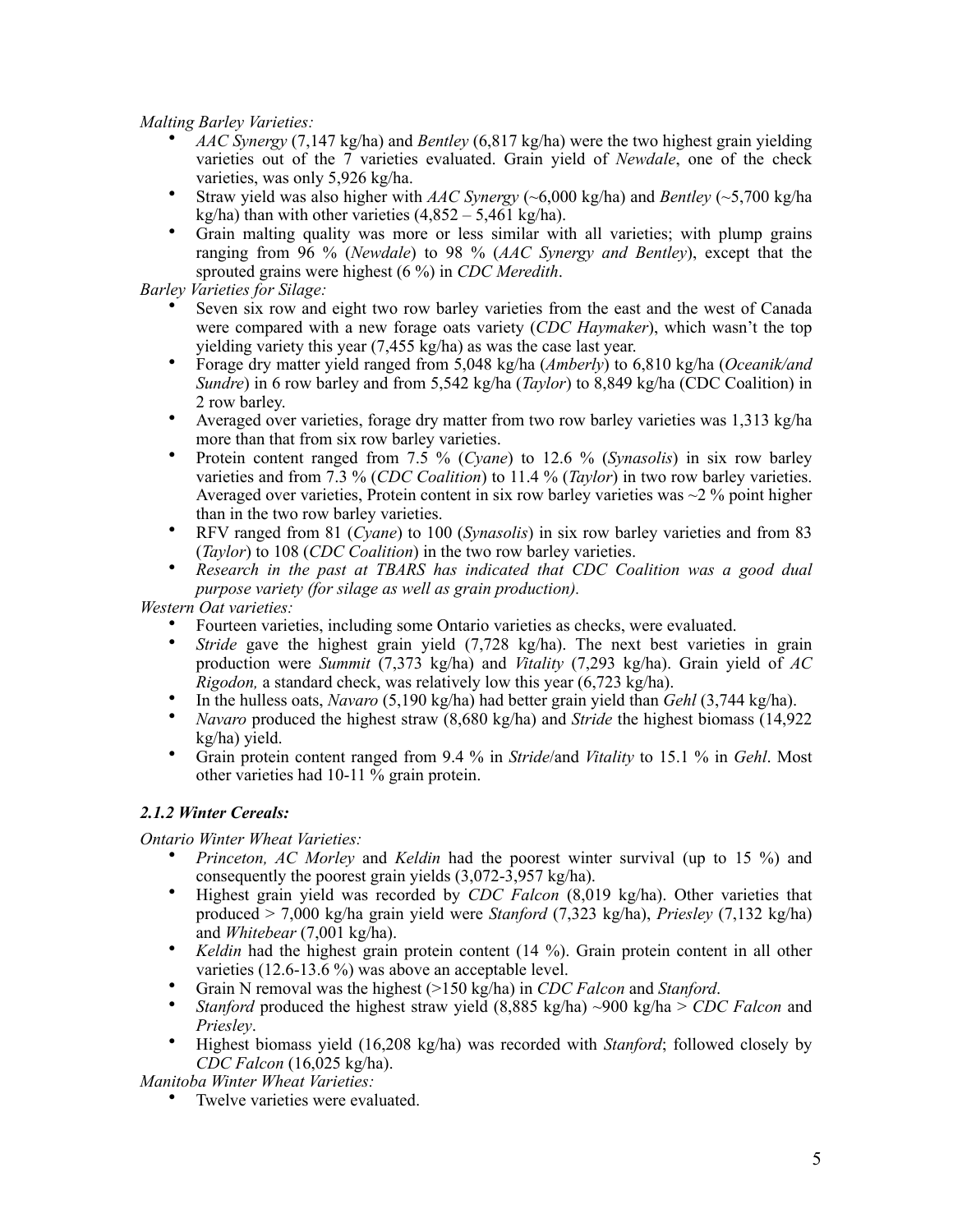*Malting Barley Varieties:*

- *AAC Synergy* (7,147 kg/ha) and *Bentley* (6,817 kg/ha) were the two highest grain yielding varieties out of the 7 varieties evaluated. Grain yield of *Newdale*, one of the check varieties, was only 5,926 kg/ha.
- Straw yield was also higher with *AAC Synergy* (~6,000 kg/ha) and *Bentley* (~5,700 kg/ha kg/ha) than with other varieties (4,852 – 5,461 kg/ha).
- Grain malting quality was more or less similar with all varieties; with plump grains ranging from 96 % (*Newdale*) to 98 % (*AAC Synergy and Bentley*), except that the sprouted grains were highest (6 %) in *CDC Meredith*.

*Barley Varieties for Silage:*

- Seven six row and eight two row barley varieties from the east and the west of Canada were compared with a new forage oats variety (*CDC Haymaker*), which wasn't the top yielding variety this year (7,455 kg/ha) as was the case last year.
- Forage dry matter yield ranged from 5,048 kg/ha (*Amberly*) to 6,810 kg/ha (*Oceanik/and Sundre*) in 6 row barley and from 5,542 kg/ha (*Taylor*) to 8,849 kg/ha (CDC Coalition) in 2 row barley.
- Averaged over varieties, forage dry matter from two row barley varieties was 1,313 kg/ha more than that from six row barley varieties.
- Protein content ranged from 7.5 % (*Cyane*) to 12.6 % (*Synasolis*) in six row barley varieties and from 7.3 % (*CDC Coalition*) to 11.4 % (*Taylor*) in two row barley varieties. Averaged over varieties, Protein content in six row barley varieties was ~2 % point higher than in the two row barley varieties.
- RFV ranged from 81 (*Cyane*) to 100 (*Synasolis*) in six row barley varieties and from 83 (*Taylor*) to 108 (*CDC Coalition*) in the two row barley varieties.
- *Research in the past at TBARS has indicated that CDC Coalition was a good dual purpose variety (for silage as well as grain production).*

*Western Oat varieties:*

- Fourteen varieties, including some Ontario varieties as checks, were evaluated.
- *Stride* gave the highest grain yield (7,728 kg/ha). The next best varieties in grain production were *Summit* (7,373 kg/ha) and *Vitality* (7,293 kg/ha). Grain yield of *AC Rigodon,* a standard check, was relatively low this year (6,723 kg/ha).
- In the hulless oats, *Navaro* (5,190 kg/ha) had better grain yield than *Gehl* (3,744 kg/ha).
- *Navaro* produced the highest straw (8,680 kg/ha) and *Stride* the highest biomass (14,922 kg/ha) yield.
- Grain protein content ranged from 9.4 % in *Stride*/and *Vitality* to 15.1 % in *Gehl*. Most other varieties had 10-11 % grain protein.

### *2.1.2 Winter Cereals:*

*Ontario Winter Wheat Varieties:*

- *Princeton, AC Morley* and *Keldin* had the poorest winter survival (up to 15 %) and consequently the poorest grain yields (3,072-3,957 kg/ha).
- Highest grain yield was recorded by *CDC Falcon* (8,019 kg/ha). Other varieties that produced > 7,000 kg/ha grain yield were *Stanford* (7,323 kg/ha), *Priesley* (7,132 kg/ha) and *Whitebear* (7,001 kg/ha).
- *Keldin* had the highest grain protein content (14 %). Grain protein content in all other varieties (12.6-13.6 %) was above an acceptable level.
- Grain N removal was the highest (>150 kg/ha) in *CDC Falcon* and *Stanford*.
- *Stanford* produced the highest straw yield (8,885 kg/ha) ~900 kg/ha > *CDC Falcon* and *Priesley*.
- Highest biomass yield (16,208 kg/ha) was recorded with *Stanford*; followed closely by *CDC Falcon* (16,025 kg/ha).

*Manitoba Winter Wheat Varieties:*

- Twelve varieties were evaluated.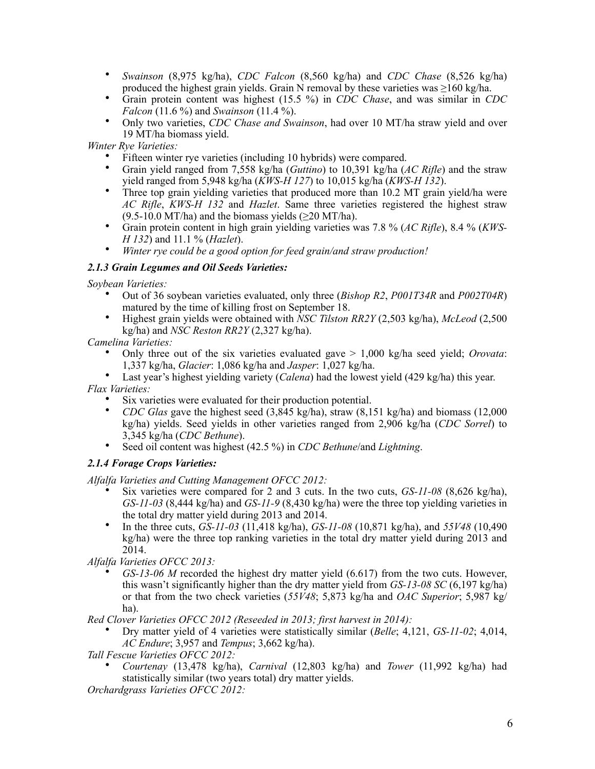- *Swainson* (8,975 kg/ha), *CDC Falcon* (8,560 kg/ha) and *CDC Chase* (8,526 kg/ha) produced the highest grain yields. Grain N removal by these varieties was ≥160 kg/ha.
- Grain protein content was highest (15.5 %) in *CDC Chase*, and was similar in *CDC Falcon* (11.6 %) and *Swainson* (11.4 %).
- Only two varieties, *CDC Chase and Swainson*, had over 10 MT/ha straw yield and over 19 MT/ha biomass yield.

*Winter Rye Varieties:*

- Fifteen winter rye varieties (including 10 hybrids) were compared.
- Grain yield ranged from 7,558 kg/ha (*Guttino*) to 10,391 kg/ha (*AC Rifle*) and the straw yield ranged from 5,948 kg/ha (*KWS-H 127*) to 10,015 kg/ha (*KWS-H 132*).
- Three top grain yielding varieties that produced more than 10.2 MT grain yield/ha were *AC Rifle*, *KWS-H 132* and *Hazlet*. Same three varieties registered the highest straw (9.5-10.0 MT/ha) and the biomass yields (≥20 MT/ha).
- Grain protein content in high grain yielding varieties was 7.8 % (*AC Rifle*), 8.4 % (*KWS-H 132*) and 11.1 % (*Hazlet*).
- *Winter rye could be a good option for feed grain/and straw production!*

### *2.1.3 Grain Legumes and Oil Seeds Varieties:*

*Soybean Varieties:*

- Out of 36 soybean varieties evaluated, only three (*Bishop R2*, *P001T34R* and *P002T04R*) matured by the time of killing frost on September 18.
- Highest grain yields were obtained with *NSC Tilston RR2Y* (2,503 kg/ha), *McLeod* (2,500 kg/ha) and *NSC Reston RR2Y* (2,327 kg/ha).

*Camelina Varieties:*

- Only three out of the six varieties evaluated gave > 1,000 kg/ha seed yield; *Orovata*: 1,337 kg/ha, *Glacier*: 1,086 kg/ha and *Jasper*: 1,027 kg/ha.
- Last year's highest yielding variety (*Calena*) had the lowest yield (429 kg/ha) this year.

*Flax Varieties:*

- Six varieties were evaluated for their production potential.
- *CDC Glas* gave the highest seed (3,845 kg/ha), straw (8,151 kg/ha) and biomass (12,000 kg/ha) yields. Seed yields in other varieties ranged from 2,906 kg/ha (*CDC Sorrel*) to 3,345 kg/ha (*CDC Bethune*).
- Seed oil content was highest (42.5 %) in *CDC Bethune*/and *Lightning*.

### *2.1.4 Forage Crops Varieties:*

*Alfalfa Varieties and Cutting Management OFCC 2012:*

- Six varieties were compared for 2 and 3 cuts. In the two cuts, *GS-11-08* (8,626 kg/ha), *GS-11-03* (8,444 kg/ha) and *GS-11-9* (8,430 kg/ha) were the three top yielding varieties in the total dry matter yield during 2013 and 2014.
- In the three cuts, *GS-11-03* (11,418 kg/ha), *GS-11-08* (10,871 kg/ha), and *55V48* (10,490 kg/ha) were the three top ranking varieties in the total dry matter yield during 2013 and 2014.

*Alfalfa Varieties OFCC 2013:*

- *GS-13-06 M* recorded the highest dry matter yield (6.617) from the two cuts. However, this wasn't significantly higher than the dry matter yield from *GS-13-08 SC* (6,197 kg/ha) or that from the two check varieties (*55V48*; 5,873 kg/ha and *OAC Superior*; 5,987 kg/ha).

*Red Clover Varieties OFCC 2012 (Reseeded in 2013; first harvest in 2014):*

- Dry matter yield of 4 varieties were statistically similar (*Belle*; 4,121, *GS-11-02*; 4,014, *AC Endure*; 3,957 and *Tempus*; 3,662 kg/ha).

*Tall Fescue Varieties OFCC 2012:*

- *Courtenay* (13,478 kg/ha), *Carnival* (12,803 kg/ha) and *Tower* (11,992 kg/ha) had statistically similar (two years total) dry matter yields.

*Orchardgrass Varieties OFCC 2012:*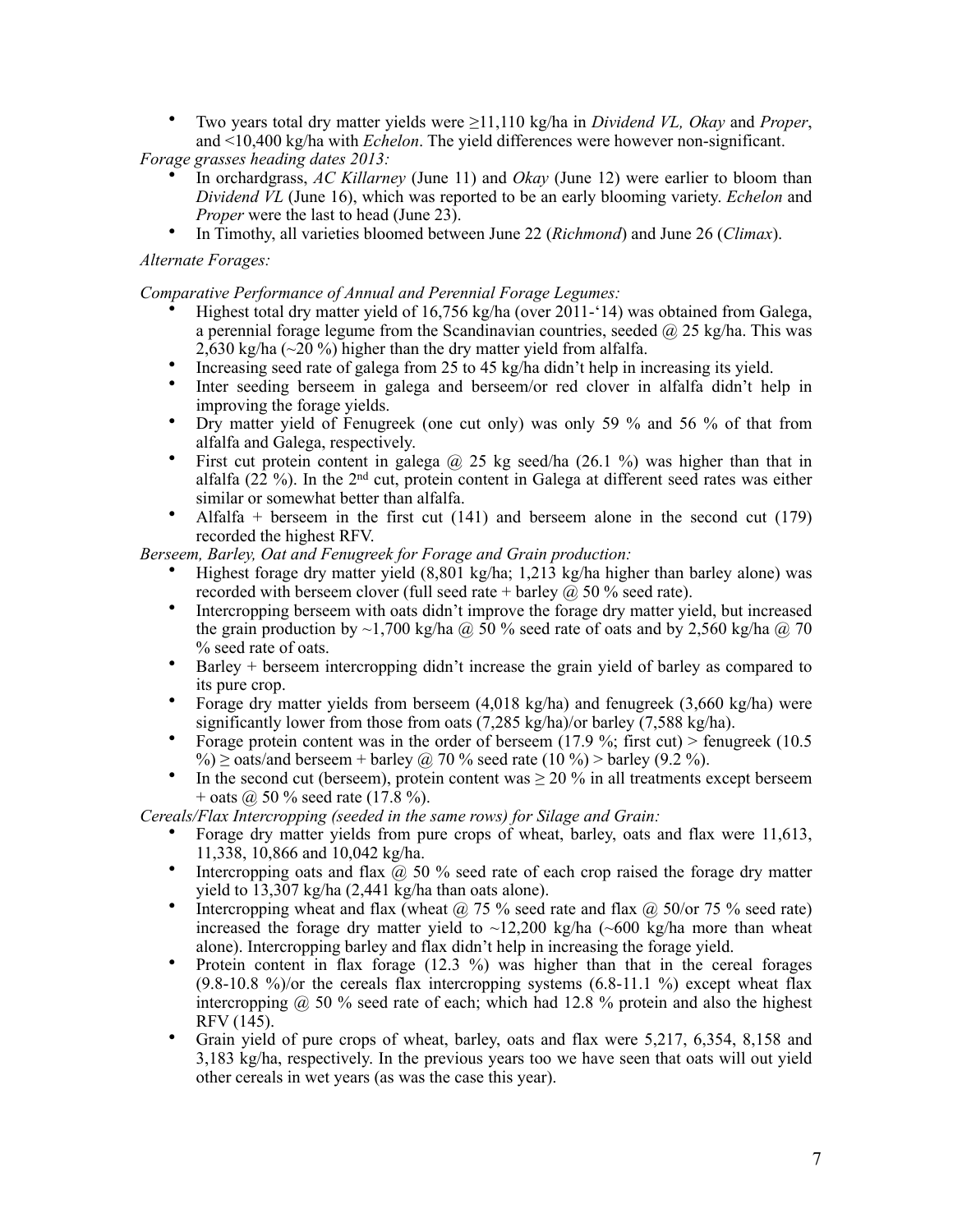- Two years total dry matter yields were ≥11,110 kg/ha in *Dividend VL, Okay* and *Proper*, and <10,400 kg/ha with *Echelon*. The yield differences were however non-significant.

*Forage grasses heading dates 2013:*

- In orchardgrass, *AC Killarney* (June 11) and *Okay* (June 12) were earlier to bloom than *Dividend VL* (June 16), which was reported to be an early blooming variety. *Echelon* and *Proper* were the last to head (June 23).
- In Timothy, all varieties bloomed between June 22 (*Richmond*) and June 26 (*Climax*).

*Alternate Forages:*

*Comparative Performance of Annual and Perennial Forage Legumes:*

- Highest total dry matter yield of 16,756 kg/ha (over 2011-'14) was obtained from Galega, a perennial forage legume from the Scandinavian countries, seeded @ 25 kg/ha. This was 2,630 kg/ha (~20 %) higher than the dry matter yield from alfalfa.
- Increasing seed rate of galega from 25 to 45 kg/ha didn't help in increasing its yield.
- Inter seeding berseem in galega and berseem/or red clover in alfalfa didn't help in improving the forage yields.
- Dry matter yield of Fenugreek (one cut only) was only 59 % and 56 % of that from alfalfa and Galega, respectively.
- First cut protein content in galega @ 25 kg seed/ha (26.1 %) was higher than that in alfalfa (22 %). In the 2nd cut, protein content in Galega at different seed rates was either similar or somewhat better than alfalfa.
- Alfalfa + berseem in the first cut (141) and berseem alone in the second cut (179) recorded the highest RFV.

*Berseem, Barley, Oat and Fenugreek for Forage and Grain production:*

- Highest forage dry matter yield (8,801 kg/ha; 1,213 kg/ha higher than barley alone) was recorded with berseem clover (full seed rate + barley @ 50 % seed rate).
- Intercropping berseem with oats didn't improve the forage dry matter yield, but increased the grain production by ~1,700 kg/ha @ 50 % seed rate of oats and by 2,560 kg/ha @ 70 % seed rate of oats.
- Barley + berseem intercropping didn't increase the grain yield of barley as compared to its pure crop.
- Forage dry matter yields from berseem (4,018 kg/ha) and fenugreek (3,660 kg/ha) were significantly lower from those from oats (7,285 kg/ha)/or barley (7,588 kg/ha).
- Forage protein content was in the order of berseem (17.9 %; first cut) > fenugreek (10.5 %) ≥ oats/and berseem + barley @ 70 % seed rate (10 %) > barley (9.2 %).
- In the second cut (berseem), protein content was ≥ 20 % in all treatments except berseem + oats @ 50 % seed rate (17.8 %).

*Cereals/Flax Intercropping (seeded in the same rows) for Silage and Grain:*

- Forage dry matter yields from pure crops of wheat, barley, oats and flax were 11,613, 11,338, 10,866 and 10,042 kg/ha.
- Intercropping oats and flax @ 50 % seed rate of each crop raised the forage dry matter yield to 13,307 kg/ha (2,441 kg/ha than oats alone).
- Intercropping wheat and flax (wheat @ 75 % seed rate and flax @ 50/or 75 % seed rate) increased the forage dry matter yield to ~12,200 kg/ha (~600 kg/ha more than wheat alone). Intercropping barley and flax didn't help in increasing the forage yield.
- Protein content in flax forage (12.3 %) was higher than that in the cereal forages (9.8-10.8 %)/or the cereals flax intercropping systems (6.8-11.1 %) except wheat flax intercropping @ 50 % seed rate of each; which had 12.8 % protein and also the highest RFV (145).
- Grain yield of pure crops of wheat, barley, oats and flax were 5,217, 6,354, 8,158 and 3,183 kg/ha, respectively. In the previous years too we have seen that oats will out yield other cereals in wet years (as was the case this year).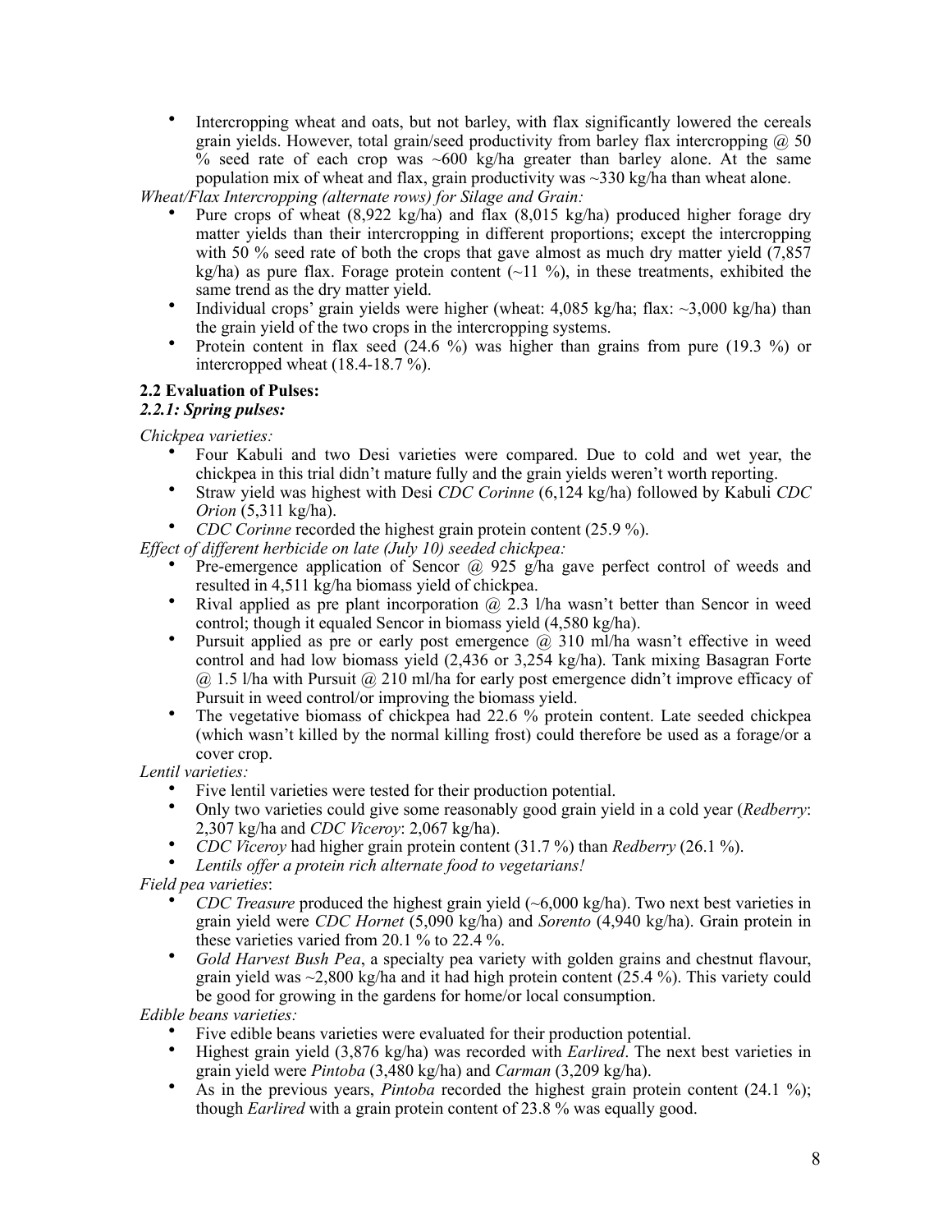- Intercropping wheat and oats, but not barley, with flax significantly lowered the cereals grain yields. However, total grain/seed productivity from barley flax intercropping @ 50 % seed rate of each crop was ~600 kg/ha greater than barley alone. At the same population mix of wheat and flax, grain productivity was ~330 kg/ha than wheat alone.

*Wheat/Flax Intercropping (alternate rows) for Silage and Grain:*

- Pure crops of wheat (8,922 kg/ha) and flax (8,015 kg/ha) produced higher forage dry matter yields than their intercropping in different proportions; except the intercropping with 50 % seed rate of both the crops that gave almost as much dry matter yield (7,857 kg/ha) as pure flax. Forage protein content (~11 %), in these treatments, exhibited the same trend as the dry matter yield.
- Individual crops' grain yields were higher (wheat: 4,085 kg/ha; flax: ~3,000 kg/ha) than the grain yield of the two crops in the intercropping systems.
- Protein content in flax seed (24.6 %) was higher than grains from pure (19.3 %) or intercropped wheat (18.4-18.7 %).

**2.2 Evaluation of Pulses:**

***2.2.1: Spring pulses:***

*Chickpea varieties:*

- Four Kabuli and two Desi varieties were compared. Due to cold and wet year, the chickpea in this trial didn't mature fully and the grain yields weren't worth reporting.
- Straw yield was highest with Desi *CDC Corinne* (6,124 kg/ha) followed by Kabuli *CDC Orion* (5,311 kg/ha).
- *CDC Corinne* recorded the highest grain protein content (25.9 %).

*Effect of different herbicide on late (July 10) seeded chickpea:*

- Pre-emergence application of Sencor @ 925 g/ha gave perfect control of weeds and resulted in 4,511 kg/ha biomass yield of chickpea.
- Rival applied as pre plant incorporation @ 2.3 l/ha wasn't better than Sencor in weed control; though it equaled Sencor in biomass yield (4,580 kg/ha).
- Pursuit applied as pre or early post emergence @ 310 ml/ha wasn't effective in weed control and had low biomass yield (2,436 or 3,254 kg/ha). Tank mixing Basagran Forte @ 1.5 l/ha with Pursuit @ 210 ml/ha for early post emergence didn't improve efficacy of Pursuit in weed control/or improving the biomass yield.
- The vegetative biomass of chickpea had 22.6 % protein content. Late seeded chickpea (which wasn't killed by the normal killing frost) could therefore be used as a forage/or a cover crop.

*Lentil varieties:*

- Five lentil varieties were tested for their production potential.
- Only two varieties could give some reasonably good grain yield in a cold year (*Redberry*: 2,307 kg/ha and *CDC Viceroy*: 2,067 kg/ha).
- *CDC Viceroy* had higher grain protein content (31.7 %) than *Redberry* (26.1 %).
- *Lentils offer a protein rich alternate food to vegetarians!*

*Field pea varieties*:

- *CDC Treasure* produced the highest grain yield (~6,000 kg/ha). Two next best varieties in grain yield were *CDC Hornet* (5,090 kg/ha) and *Sorento* (4,940 kg/ha). Grain protein in these varieties varied from 20.1 % to 22.4 %.
- *Gold Harvest Bush Pea*, a specialty pea variety with golden grains and chestnut flavour, grain yield was ~2,800 kg/ha and it had high protein content (25.4 %). This variety could be good for growing in the gardens for home/or local consumption.

*Edible beans varieties:*

- Five edible beans varieties were evaluated for their production potential.
- Highest grain yield (3,876 kg/ha) was recorded with *Earlired*. The next best varieties in grain yield were *Pintoba* (3,480 kg/ha) and *Carman* (3,209 kg/ha).
- As in the previous years, *Pintoba* recorded the highest grain protein content (24.1 %); though *Earlired* with a grain protein content of 23.8 % was equally good.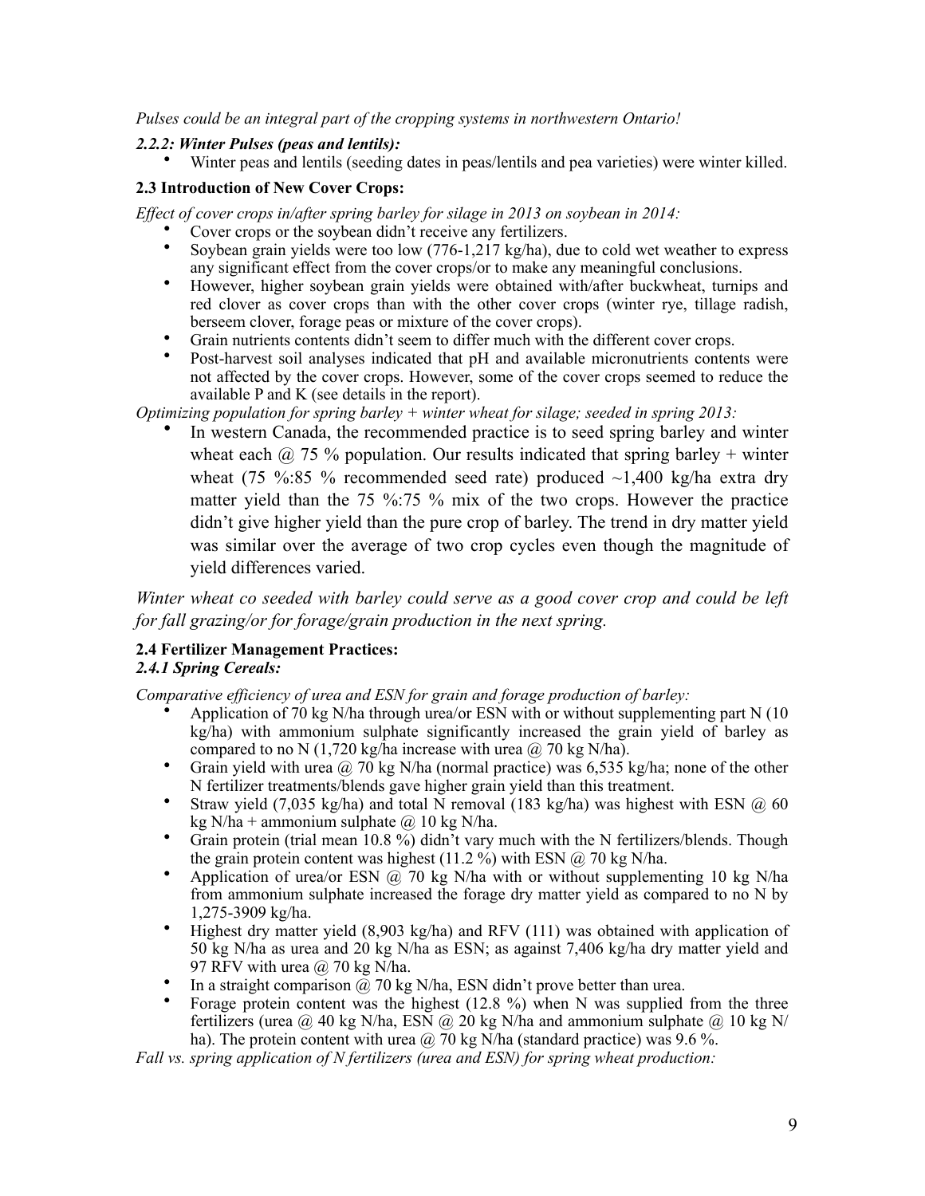*Pulses could be an integral part of the cropping systems in northwestern Ontario!*

#### *2.2.2: Winter Pulses (peas and lentils):*

- Winter peas and lentils (seeding dates in peas/lentils and pea varieties) were winter killed.

### 2.3 Introduction of New Cover Crops:

*Effect of cover crops in/after spring barley for silage in 2013 on soybean in 2014:*

- Cover crops or the soybean didn't receive any fertilizers.
- Soybean grain yields were too low (776-1,217 kg/ha), due to cold wet weather to express any significant effect from the cover crops/or to make any meaningful conclusions.
- However, higher soybean grain yields were obtained with/after buckwheat, turnips and red clover as cover crops than with the other cover crops (winter rye, tillage radish, berseem clover, forage peas or mixture of the cover crops).
- Grain nutrients contents didn't seem to differ much with the different cover crops.
- Post-harvest soil analyses indicated that pH and available micronutrients contents were not affected by the cover crops. However, some of the cover crops seemed to reduce the available P and K (see details in the report).

*Optimizing population for spring barley + winter wheat for silage; seeded in spring 2013:*

- In western Canada, the recommended practice is to seed spring barley and winter wheat each @ 75 % population. Our results indicated that spring barley + winter wheat (75 %:85 % recommended seed rate) produced ~1,400 kg/ha extra dry matter yield than the 75 %:75 % mix of the two crops. However the practice didn't give higher yield than the pure crop of barley. The trend in dry matter yield was similar over the average of two crop cycles even though the magnitude of yield differences varied.

*Winter wheat co seeded with barley could serve as a good cover crop and could be left for fall grazing/or for forage/grain production in the next spring.*

### 2.4 Fertilizer Management Practices:

#### *2.4.1 Spring Cereals:*

*Comparative efficiency of urea and ESN for grain and forage production of barley:*

- Application of 70 kg N/ha through urea/or ESN with or without supplementing part N (10 kg/ha) with ammonium sulphate significantly increased the grain yield of barley as compared to no N (1,720 kg/ha increase with urea @ 70 kg N/ha).
- Grain yield with urea @ 70 kg N/ha (normal practice) was 6,535 kg/ha; none of the other N fertilizer treatments/blends gave higher grain yield than this treatment.
- Straw yield (7,035 kg/ha) and total N removal (183 kg/ha) was highest with ESN @ 60 kg N/ha + ammonium sulphate @ 10 kg N/ha.
- Grain protein (trial mean 10.8 %) didn't vary much with the N fertilizers/blends. Though the grain protein content was highest (11.2 %) with ESN @ 70 kg N/ha.
- Application of urea/or ESN @ 70 kg N/ha with or without supplementing 10 kg N/ha from ammonium sulphate increased the forage dry matter yield as compared to no N by 1,275-3909 kg/ha.
- Highest dry matter yield (8,903 kg/ha) and RFV (111) was obtained with application of 50 kg N/ha as urea and 20 kg N/ha as ESN; as against 7,406 kg/ha dry matter yield and 97 RFV with urea @ 70 kg N/ha.
- In a straight comparison @ 70 kg N/ha, ESN didn't prove better than urea.
- Forage protein content was the highest (12.8 %) when N was supplied from the three fertilizers (urea @ 40 kg N/ha, ESN @ 20 kg N/ha and ammonium sulphate @ 10 kg N/ha). The protein content with urea @ 70 kg N/ha (standard practice) was 9.6 %.

*Fall vs. spring application of N fertilizers (urea and ESN) for spring wheat production:*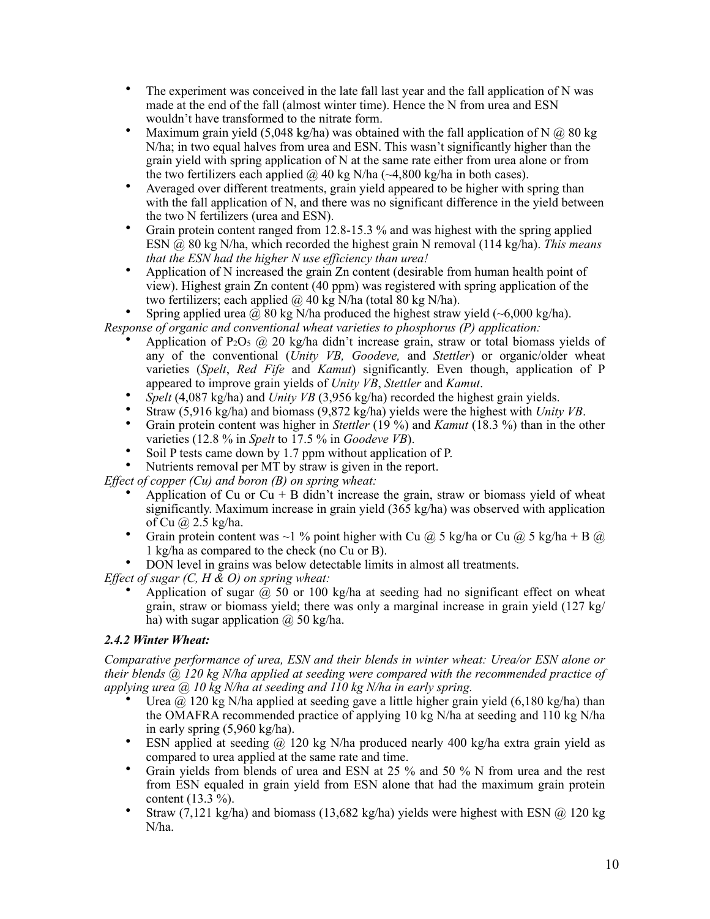- The experiment was conceived in the late fall last year and the fall application of N was made at the end of the fall (almost winter time). Hence the N from urea and ESN wouldn't have transformed to the nitrate form.
- Maximum grain yield (5,048 kg/ha) was obtained with the fall application of N @ 80 kg N/ha; in two equal halves from urea and ESN. This wasn't significantly higher than the grain yield with spring application of N at the same rate either from urea alone or from the two fertilizers each applied @ 40 kg N/ha (~4,800 kg/ha in both cases).
- Averaged over different treatments, grain yield appeared to be higher with spring than with the fall application of N, and there was no significant difference in the yield between the two N fertilizers (urea and ESN).
- Grain protein content ranged from 12.8-15.3 % and was highest with the spring applied ESN @ 80 kg N/ha, which recorded the highest grain N removal (114 kg/ha). *This means that the ESN had the higher N use efficiency than urea!*
- Application of N increased the grain Zn content (desirable from human health point of view). Highest grain Zn content (40 ppm) was registered with spring application of the two fertilizers; each applied @ 40 kg N/ha (total 80 kg N/ha).
- Spring applied urea @ 80 kg N/ha produced the highest straw yield (~6,000 kg/ha).

*Response of organic and conventional wheat varieties to phosphorus (P) application:*

- Application of $P_2O_5$ @ 20 kg/ha didn't increase grain, straw or total biomass yields of any of the conventional (*Unity VB, Goodeve,* and *Stettler*) or organic/older wheat varieties (*Spelt*, *Red Fife* and *Kamut*) significantly. Even though, application of P appeared to improve grain yields of *Unity VB*, *Stettler* and *Kamut*.
- *Spelt* (4,087 kg/ha) and *Unity VB* (3,956 kg/ha) recorded the highest grain yields.
- Straw (5,916 kg/ha) and biomass (9,872 kg/ha) yields were the highest with *Unity VB*.
- Grain protein content was higher in *Stettler* (19 %) and *Kamut* (18.3 %) than in the other varieties (12.8 % in *Spelt* to 17.5 % in *Goodeve VB*).
- Soil P tests came down by 1.7 ppm without application of P.
- Nutrients removal per MT by straw is given in the report.

*Effect of copper (Cu) and boron (B) on spring wheat:*

- Application of Cu or Cu + B didn't increase the grain, straw or biomass yield of wheat significantly. Maximum increase in grain yield (365 kg/ha) was observed with application of Cu @ 2.5 kg/ha.
- Grain protein content was ~1 % point higher with Cu @ 5 kg/ha or Cu @ 5 kg/ha + B @ 1 kg/ha as compared to the check (no Cu or B).
- DON level in grains was below detectable limits in almost all treatments.

*Effect of sugar (C, H & O) on spring wheat:*

- Application of sugar @ 50 or 100 kg/ha at seeding had no significant effect on wheat grain, straw or biomass yield; there was only a marginal increase in grain yield (127 kg/ha) with sugar application @ 50 kg/ha.

### *2.4.2 Winter Wheat:*

*Comparative performance of urea, ESN and their blends in winter wheat: Urea/or ESN alone or their blends @ 120 kg N/ha applied at seeding were compared with the recommended practice of applying urea @ 10 kg N/ha at seeding and 110 kg N/ha in early spring.*

- Urea @ 120 kg N/ha applied at seeding gave a little higher grain yield (6,180 kg/ha) than the OMAFRA recommended practice of applying 10 kg N/ha at seeding and 110 kg N/ha in early spring (5,960 kg/ha).
- ESN applied at seeding @ 120 kg N/ha produced nearly 400 kg/ha extra grain yield as compared to urea applied at the same rate and time.
- Grain yields from blends of urea and ESN at 25 % and 50 % N from urea and the rest from ESN equaled in grain yield from ESN alone that had the maximum grain protein content (13.3 %).
- Straw (7,121 kg/ha) and biomass (13,682 kg/ha) yields were highest with ESN @ 120 kg N/ha.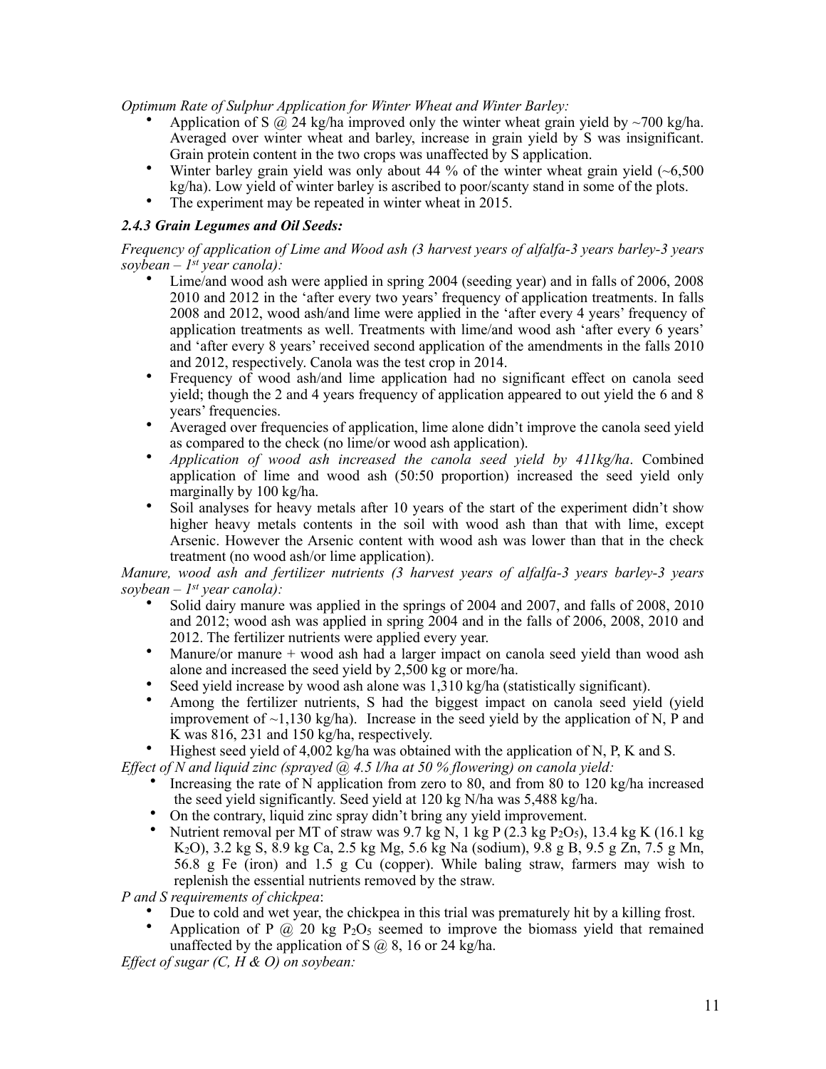*Optimum Rate of Sulphur Application for Winter Wheat and Winter Barley:*

- Application of S @ 24 kg/ha improved only the winter wheat grain yield by ~700 kg/ha. Averaged over winter wheat and barley, increase in grain yield by S was insignificant. Grain protein content in the two crops was unaffected by S application.
- Winter barley grain yield was only about 44 % of the winter wheat grain yield (~6,500 kg/ha). Low yield of winter barley is ascribed to poor/scanty stand in some of the plots.
- The experiment may be repeated in winter wheat in 2015.

### *2.4.3 Grain Legumes and Oil Seeds:*

*Frequency of application of Lime and Wood ash (3 harvest years of alfalfa-3 years barley-3 years soybean – 1st year canola):*

- Lime/and wood ash were applied in spring 2004 (seeding year) and in falls of 2006, 2008 2010 and 2012 in the 'after every two years' frequency of application treatments. In falls 2008 and 2012, wood ash/and lime were applied in the 'after every 4 years' frequency of application treatments as well. Treatments with lime/and wood ash 'after every 6 years' and 'after every 8 years' received second application of the amendments in the falls 2010 and 2012, respectively. Canola was the test crop in 2014.
- Frequency of wood ash/and lime application had no significant effect on canola seed yield; though the 2 and 4 years frequency of application appeared to out yield the 6 and 8 years' frequencies.
- Averaged over frequencies of application, lime alone didn't improve the canola seed yield as compared to the check (no lime/or wood ash application).
- *Application of wood ash increased the canola seed yield by 411kg/ha*. Combined application of lime and wood ash (50:50 proportion) increased the seed yield only marginally by 100 kg/ha.
- Soil analyses for heavy metals after 10 years of the start of the experiment didn't show higher heavy metals contents in the soil with wood ash than that with lime, except Arsenic. However the Arsenic content with wood ash was lower than that in the check treatment (no wood ash/or lime application).

*Manure, wood ash and fertilizer nutrients (3 harvest years of alfalfa-3 years barley-3 years soybean – 1st year canola):*

- Solid dairy manure was applied in the springs of 2004 and 2007, and falls of 2008, 2010 and 2012; wood ash was applied in spring 2004 and in the falls of 2006, 2008, 2010 and 2012. The fertilizer nutrients were applied every year.
- Manure/or manure + wood ash had a larger impact on canola seed yield than wood ash alone and increased the seed yield by 2,500 kg or more/ha.
- Seed yield increase by wood ash alone was 1,310 kg/ha (statistically significant).
- Among the fertilizer nutrients, S had the biggest impact on canola seed yield (yield improvement of ~1,130 kg/ha). Increase in the seed yield by the application of N, P and K was 816, 231 and 150 kg/ha, respectively.
- Highest seed yield of 4,002 kg/ha was obtained with the application of N, P, K and S.

*Effect of N and liquid zinc (sprayed @ 4.5 l/ha at 50 % flowering) on canola yield:*

- Increasing the rate of N application from zero to 80, and from 80 to 120 kg/ha increased the seed yield significantly. Seed yield at 120 kg N/ha was 5,488 kg/ha.
- On the contrary, liquid zinc spray didn't bring any yield improvement.
- Nutrient removal per MT of straw was 9.7 kg N, 1 kg P (2.3 kg $P_2O_5$), 13.4 kg K (16.1 kg $K_2O$), 3.2 kg S, 8.9 kg Ca, 2.5 kg Mg, 5.6 kg Na (sodium), 9.8 g B, 9.5 g Zn, 7.5 g Mn, 56.8 g Fe (iron) and 1.5 g Cu (copper). While baling straw, farmers may wish to replenish the essential nutrients removed by the straw.

*P and S requirements of chickpea*:

- Due to cold and wet year, the chickpea in this trial was prematurely hit by a killing frost.
- Application of P @ 20 kg $P_2O_5$ seemed to improve the biomass yield that remained unaffected by the application of S @ 8, 16 or 24 kg/ha.

*Effect of sugar (C, H & O) on soybean:*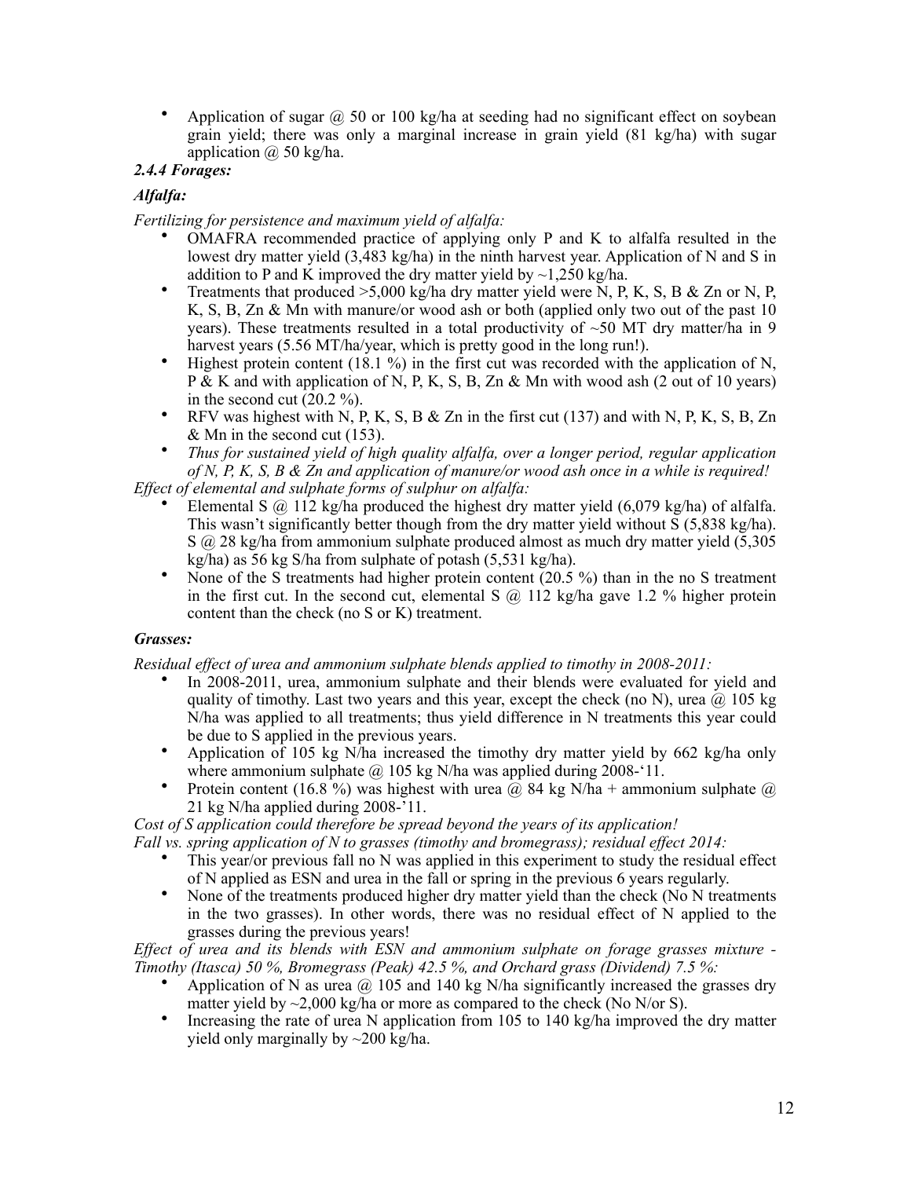- Application of sugar @ 50 or 100 kg/ha at seeding had no significant effect on soybean grain yield; there was only a marginal increase in grain yield (81 kg/ha) with sugar application @ 50 kg/ha.

***2.4.4 Forages:***

***Alfalfa:***

*Fertilizing for persistence and maximum yield of alfalfa:*

- OMAFRA recommended practice of applying only P and K to alfalfa resulted in the lowest dry matter yield (3,483 kg/ha) in the ninth harvest year. Application of N and S in addition to P and K improved the dry matter yield by ~1,250 kg/ha.
- Treatments that produced >5,000 kg/ha dry matter yield were N, P, K, S, B & Zn or N, P, K, S, B, Zn & Mn with manure/or wood ash or both (applied only two out of the past 10 years). These treatments resulted in a total productivity of ~50 MT dry matter/ha in 9 harvest years (5.56 MT/ha/year, which is pretty good in the long run!).
- Highest protein content (18.1 %) in the first cut was recorded with the application of N, P & K and with application of N, P, K, S, B, Zn & Mn with wood ash (2 out of 10 years) in the second cut (20.2 %).
- RFV was highest with N, P, K, S, B & Zn in the first cut (137) and with N, P, K, S, B, Zn & Mn in the second cut (153).
- *Thus for sustained yield of high quality alfalfa, over a longer period, regular application of N, P, K, S, B & Zn and application of manure/or wood ash once in a while is required!*

*Effect of elemental and sulphate forms of sulphur on alfalfa:*

- Elemental S @ 112 kg/ha produced the highest dry matter yield (6,079 kg/ha) of alfalfa. This wasn't significantly better though from the dry matter yield without S (5,838 kg/ha). S @ 28 kg/ha from ammonium sulphate produced almost as much dry matter yield (5,305 kg/ha) as 56 kg S/ha from sulphate of potash (5,531 kg/ha).
- None of the S treatments had higher protein content (20.5 %) than in the no S treatment in the first cut. In the second cut, elemental S @ 112 kg/ha gave 1.2 % higher protein content than the check (no S or K) treatment.

***Grasses:***

*Residual effect of urea and ammonium sulphate blends applied to timothy in 2008-2011:*

- In 2008-2011, urea, ammonium sulphate and their blends were evaluated for yield and quality of timothy. Last two years and this year, except the check (no N), urea @ 105 kg N/ha was applied to all treatments; thus yield difference in N treatments this year could be due to S applied in the previous years.
- Application of 105 kg N/ha increased the timothy dry matter yield by 662 kg/ha only where ammonium sulphate @ 105 kg N/ha was applied during 2008-'11.
- Protein content (16.8 %) was highest with urea @ 84 kg N/ha + ammonium sulphate @ 21 kg N/ha applied during 2008-'11.

*Cost of S application could therefore be spread beyond the years of its application!*

*Fall vs. spring application of N to grasses (timothy and bromegrass); residual effect 2014:*

- This year/or previous fall no N was applied in this experiment to study the residual effect of N applied as ESN and urea in the fall or spring in the previous 6 years regularly.
- None of the treatments produced higher dry matter yield than the check (No N treatments in the two grasses). In other words, there was no residual effect of N applied to the grasses during the previous years!

*Effect of urea and its blends with ESN and ammonium sulphate on forage grasses mixture - Timothy (Itasca) 50 %, Bromegrass (Peak) 42.5 %, and Orchard grass (Dividend) 7.5 %:*

- Application of N as urea @ 105 and 140 kg N/ha significantly increased the grasses dry matter yield by ~2,000 kg/ha or more as compared to the check (No N/or S).
- Increasing the rate of urea N application from 105 to 140 kg/ha improved the dry matter yield only marginally by ~200 kg/ha.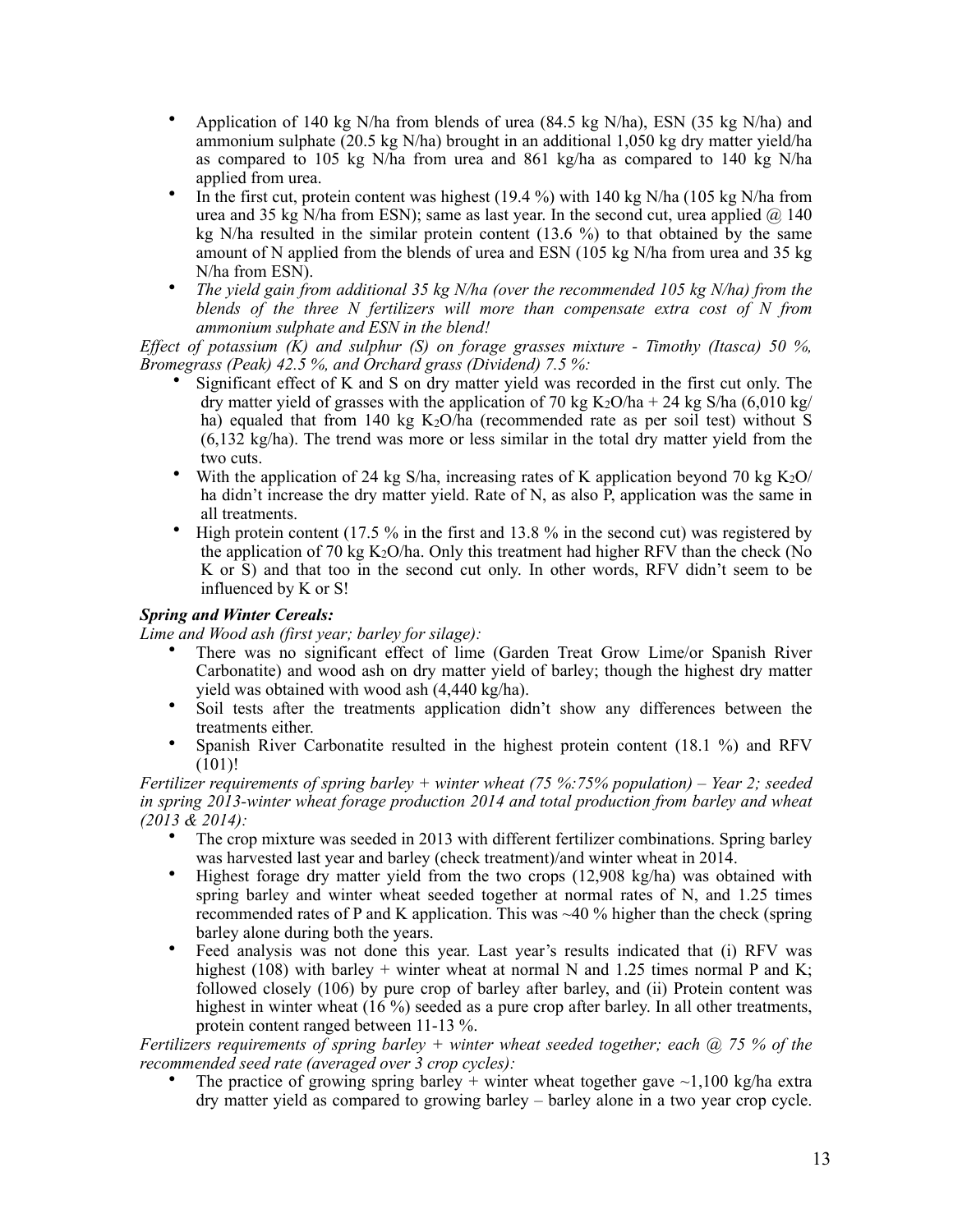- Application of 140 kg N/ha from blends of urea (84.5 kg N/ha), ESN (35 kg N/ha) and ammonium sulphate (20.5 kg N/ha) brought in an additional 1,050 kg dry matter yield/ha as compared to 105 kg N/ha from urea and 861 kg/ha as compared to 140 kg N/ha applied from urea.
- In the first cut, protein content was highest (19.4 %) with 140 kg N/ha (105 kg N/ha from urea and 35 kg N/ha from ESN); same as last year. In the second cut, urea applied @ 140 kg N/ha resulted in the similar protein content (13.6 %) to that obtained by the same amount of N applied from the blends of urea and ESN (105 kg N/ha from urea and 35 kg N/ha from ESN).
- *The yield gain from additional 35 kg N/ha (over the recommended 105 kg N/ha) from the blends of the three N fertilizers will more than compensate extra cost of N from ammonium sulphate and ESN in the blend!*

*Effect of potassium (K) and sulphur (S) on forage grasses mixture - Timothy (Itasca) 50 %, Bromegrass (Peak) 42.5 %, and Orchard grass (Dividend) 7.5 %:*

- Significant effect of K and S on dry matter yield was recorded in the first cut only. The dry matter yield of grasses with the application of 70 kg $K_2O$/ha + 24 kg S/ha (6,010 kg/ha) equaled that from 140 kg $K_2O$/ha (recommended rate as per soil test) without S (6,132 kg/ha). The trend was more or less similar in the total dry matter yield from the two cuts.
- With the application of 24 kg S/ha, increasing rates of K application beyond 70 kg $K_2O$/ha didn't increase the dry matter yield. Rate of N, as also P, application was the same in all treatments.
- High protein content (17.5 % in the first and 13.8 % in the second cut) was registered by the application of 70 kg $K_2O$/ha. Only this treatment had higher RFV than the check (No K or S) and that too in the second cut only. In other words, RFV didn't seem to be influenced by K or S!

***Spring and Winter Cereals:***

*Lime and Wood ash (first year; barley for silage):*

- There was no significant effect of lime (Garden Treat Grow Lime/or Spanish River Carbonatite) and wood ash on dry matter yield of barley; though the highest dry matter yield was obtained with wood ash (4,440 kg/ha).
- Soil tests after the treatments application didn't show any differences between the treatments either.
- Spanish River Carbonatite resulted in the highest protein content (18.1 %) and RFV (101)!

*Fertilizer requirements of spring barley + winter wheat (75 %:75% population) – Year 2; seeded in spring 2013-winter wheat forage production 2014 and total production from barley and wheat (2013 & 2014):*

- The crop mixture was seeded in 2013 with different fertilizer combinations. Spring barley was harvested last year and barley (check treatment)/and winter wheat in 2014.
- Highest forage dry matter yield from the two crops (12,908 kg/ha) was obtained with spring barley and winter wheat seeded together at normal rates of N, and 1.25 times recommended rates of P and K application. This was ~40 % higher than the check (spring barley alone during both the years.
- Feed analysis was not done this year. Last year's results indicated that (i) RFV was highest (108) with barley + winter wheat at normal N and 1.25 times normal P and K; followed closely (106) by pure crop of barley after barley, and (ii) Protein content was highest in winter wheat (16 %) seeded as a pure crop after barley. In all other treatments, protein content ranged between 11-13 %.

*Fertilizers requirements of spring barley + winter wheat seeded together; each @ 75 % of the recommended seed rate (averaged over 3 crop cycles):*

- The practice of growing spring barley + winter wheat together gave ~1,100 kg/ha extra dry matter yield as compared to growing barley – barley alone in a two year crop cycle.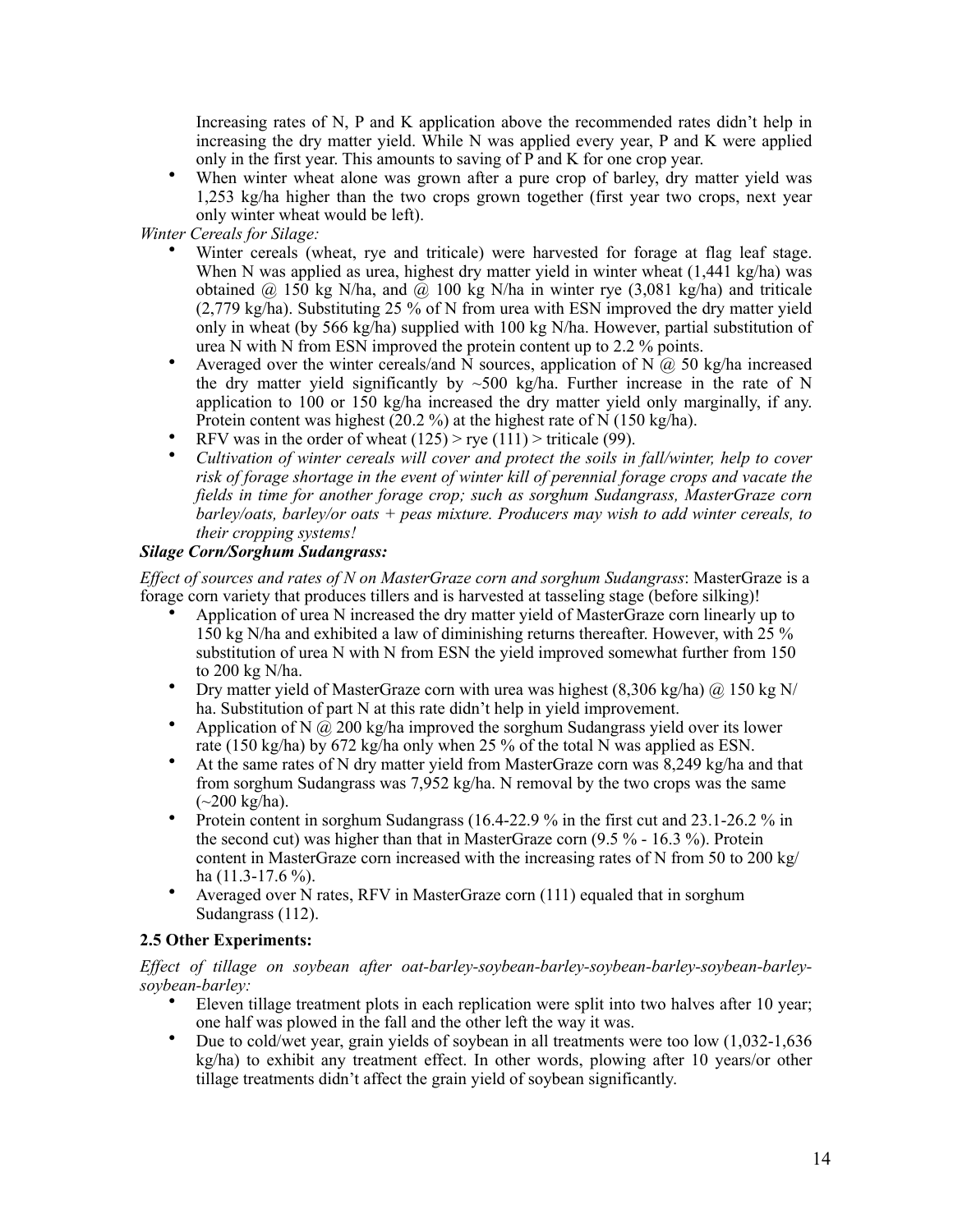Increasing rates of N, P and K application above the recommended rates didn't help in increasing the dry matter yield. While N was applied every year, P and K were applied only in the first year. This amounts to saving of P and K for one crop year.

- When winter wheat alone was grown after a pure crop of barley, dry matter yield was 1,253 kg/ha higher than the two crops grown together (first year two crops, next year only winter wheat would be left).

*Winter Cereals for Silage:*

- Winter cereals (wheat, rye and triticale) were harvested for forage at flag leaf stage. When N was applied as urea, highest dry matter yield in winter wheat (1,441 kg/ha) was obtained @ 150 kg N/ha, and @ 100 kg N/ha in winter rye (3,081 kg/ha) and triticale (2,779 kg/ha). Substituting 25 % of N from urea with ESN improved the dry matter yield only in wheat (by 566 kg/ha) supplied with 100 kg N/ha. However, partial substitution of urea N with N from ESN improved the protein content up to 2.2 % points.
- Averaged over the winter cereals/and N sources, application of N @ 50 kg/ha increased the dry matter yield significantly by ~500 kg/ha. Further increase in the rate of N application to 100 or 150 kg/ha increased the dry matter yield only marginally, if any. Protein content was highest (20.2 %) at the highest rate of N (150 kg/ha).
- RFV was in the order of wheat (125) > rye (111) > triticale (99).
- *Cultivation of winter cereals will cover and protect the soils in fall/winter, help to cover risk of forage shortage in the event of winter kill of perennial forage crops and vacate the fields in time for another forage crop; such as sorghum Sudangrass, MasterGraze corn barley/oats, barley/or oats + peas mixture. Producers may wish to add winter cereals, to their cropping systems!*

***Silage Corn/Sorghum Sudangrass:***

*Effect of sources and rates of N on MasterGraze corn and sorghum Sudangrass*: MasterGraze is a forage corn variety that produces tillers and is harvested at tasseling stage (before silking)!

- Application of urea N increased the dry matter yield of MasterGraze corn linearly up to 150 kg N/ha and exhibited a law of diminishing returns thereafter. However, with 25 % substitution of urea N with N from ESN the yield improved somewhat further from 150 to 200 kg N/ha.
- Dry matter yield of MasterGraze corn with urea was highest (8,306 kg/ha) @ 150 kg N/ha. Substitution of part N at this rate didn't help in yield improvement.
- Application of N @ 200 kg/ha improved the sorghum Sudangrass yield over its lower rate (150 kg/ha) by 672 kg/ha only when 25 % of the total N was applied as ESN.
- At the same rates of N dry matter yield from MasterGraze corn was 8,249 kg/ha and that from sorghum Sudangrass was 7,952 kg/ha. N removal by the two crops was the same (~200 kg/ha).
- Protein content in sorghum Sudangrass (16.4-22.9 % in the first cut and 23.1-26.2 % in the second cut) was higher than that in MasterGraze corn (9.5 % - 16.3 %). Protein content in MasterGraze corn increased with the increasing rates of N from 50 to 200 kg/ha (11.3-17.6 %).
- Averaged over N rates, RFV in MasterGraze corn (111) equaled that in sorghum Sudangrass (112).

### 2.5 Other Experiments:

*Effect of tillage on soybean after oat-barley-soybean-barley-soybean-barley-soybean-barley-soybean-barley:*

- Eleven tillage treatment plots in each replication were split into two halves after 10 year; one half was plowed in the fall and the other left the way it was.
- Due to cold/wet year, grain yields of soybean in all treatments were too low (1,032-1,636 kg/ha) to exhibit any treatment effect. In other words, plowing after 10 years/or other tillage treatments didn't affect the grain yield of soybean significantly.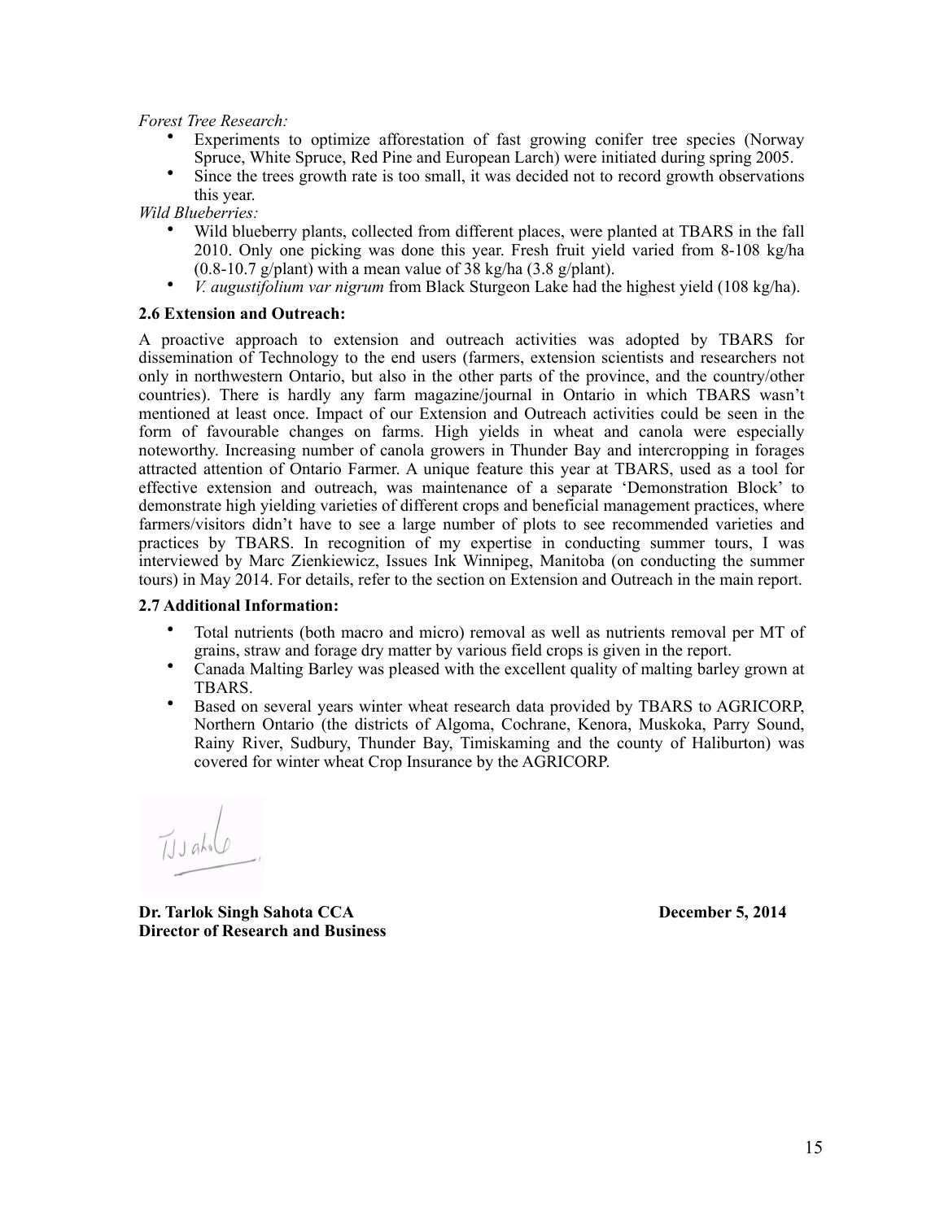*Forest Tree Research:*

- Experiments to optimize afforestation of fast growing conifer tree species (Norway Spruce, White Spruce, Red Pine and European Larch) were initiated during spring 2005.
- Since the trees growth rate is too small, it was decided not to record growth observations this year.

*Wild Blueberries:*

- Wild blueberry plants, collected from different places, were planted at TBARS in the fall 2010. Only one picking was done this year. Fresh fruit yield varied from 8-108 kg/ha (0.8-10.7 g/plant) with a mean value of 38 kg/ha (3.8 g/plant).
- *V. augustifolium var nigrum* from Black Sturgeon Lake had the highest yield (108 kg/ha).

**2.6 Extension and Outreach:**

A proactive approach to extension and outreach activities was adopted by TBARS for dissemination of Technology to the end users (farmers, extension scientists and researchers not only in northwestern Ontario, but also in the other parts of the province, and the country/other countries). There is hardly any farm magazine/journal in Ontario in which TBARS wasn't mentioned at least once. Impact of our Extension and Outreach activities could be seen in the form of favourable changes on farms. High yields in wheat and canola were especially noteworthy. Increasing number of canola growers in Thunder Bay and intercropping in forages attracted attention of Ontario Farmer. A unique feature this year at TBARS, used as a tool for effective extension and outreach, was maintenance of a separate 'Demonstration Block' to demonstrate high yielding varieties of different crops and beneficial management practices, where farmers/visitors didn't have to see a large number of plots to see recommended varieties and practices by TBARS. In recognition of my expertise in conducting summer tours, I was interviewed by Marc Zienkiewicz, Issues Ink Winnipeg, Manitoba (on conducting the summer tours) in May 2014. For details, refer to the section on Extension and Outreach in the main report.

**2.7 Additional Information:**

- Total nutrients (both macro and micro) removal as well as nutrients removal per MT of grains, straw and forage dry matter by various field crops is given in the report.
- Canada Malting Barley was pleased with the excellent quality of malting barley grown at TBARS.
- Based on several years winter wheat research data provided by TBARS to AGRICORP, Northern Ontario (the districts of Algoma, Cochrane, Kenora, Muskoka, Parry Sound, Rainy River, Sudbury, Thunder Bay, Timiskaming and the county of Haliburton) was covered for winter wheat Crop Insurance by the AGRICORP.

**Dr. Tarlok Singh Sahota CCA** **December 5, 2014**
**Director of Research and Business**